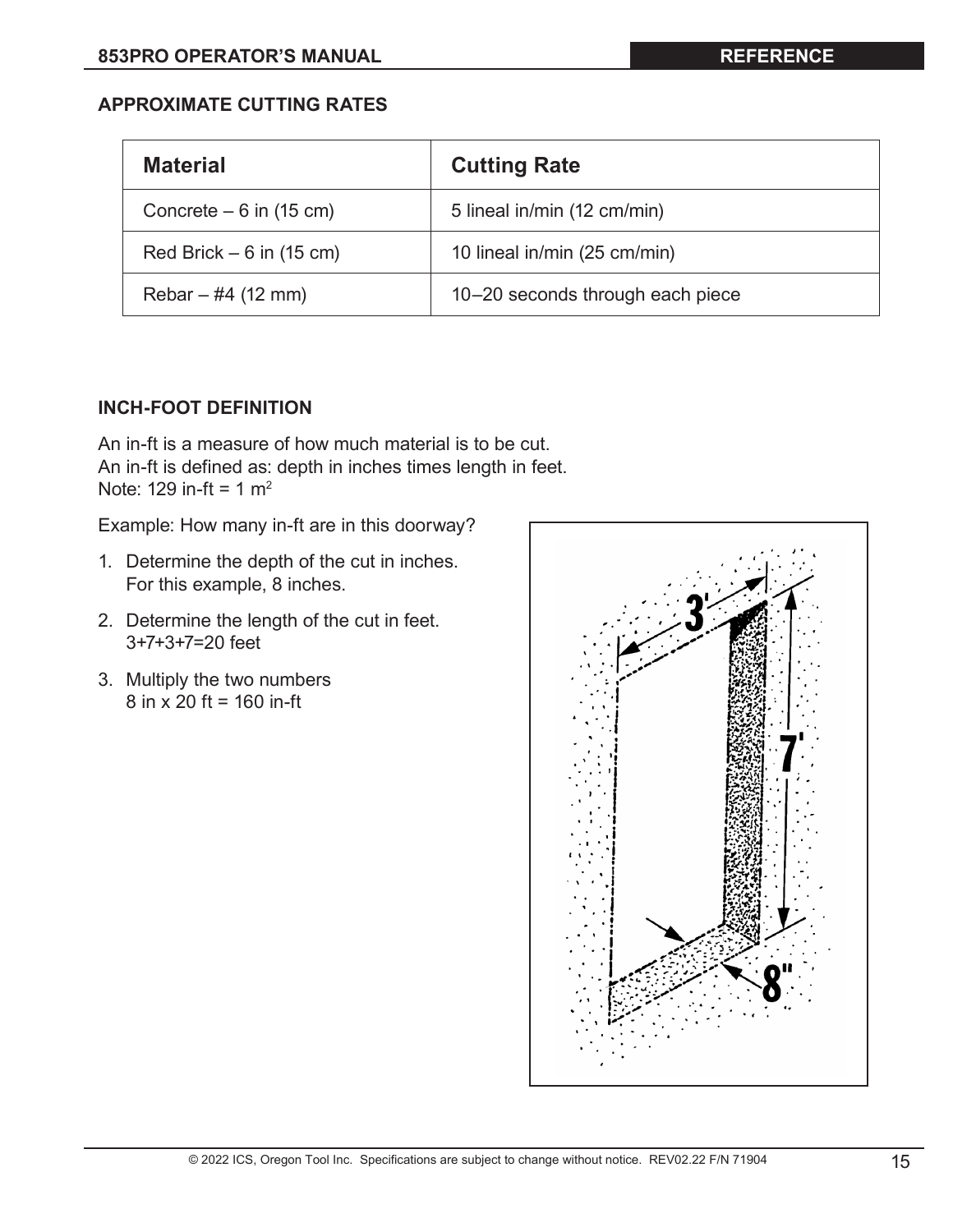## APPROXIMATE CUTTING RATES

| Material | Cutting Rate |
|---|---|
| Concrete – 6 in (15 cm) | 5 lineal in/min (12 cm/min) |
| Red Brick – 6 in (15 cm) | 10 lineal in/min (25 cm/min) |
| Rebar – #4 (12 mm) | 10–20 seconds through each piece |

## INCH-FOOT DEFINITION

An in-ft is a measure of how much material is to be cut.
An in-ft is defined as: depth in inches times length in feet.
Note: 129 in-ft = 1 $m^2$

Example: How many in-ft are in this doorway?

1. Determine the depth of the cut in inches.
   For this example, 8 inches.
2. Determine the length of the cut in feet.
   3+7+3+7=20 feet
3. Multiply the two numbers
   8 in x 20 ft = 160 in-ft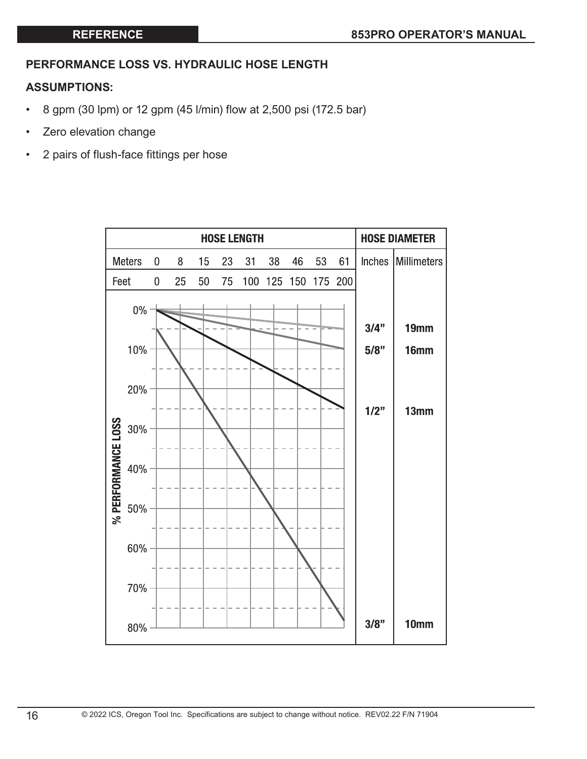## PERFORMANCE LOSS VS. HYDRAULIC HOSE LENGTH

**ASSUMPTIONS:**

- 8 gpm (30 lpm) or 12 gpm (45 l/min) flow at 2,500 psi (172.5 bar)
- Zero elevation change
- 2 pairs of flush-face fittings per hose

| HOSE LENGTH | | | | | | | | | | HOSE DIAMETER | |
|---|---|---|---|---|---|---|---|---|---|---|---|
| Meters | 0 | 8 | 15 | 23 | 31 | 38 | 46 | 53 | 61 | Inches | Millimeters |
| Feet | 0 | 25 | 50 | 75 | 100 | 125 | 150 | 175 | 200 | | |

% PERFORMANCE LOSS (0%–80%)

| Inches | Millimeters | % Performance loss at 200 ft (61 m) |
|---|---|---|
| 3/4" | 19mm | 5% |
| 5/8" | 16mm | 10% |
| 1/2" | 13mm | 25% |
| 3/8" | 10mm | 78% |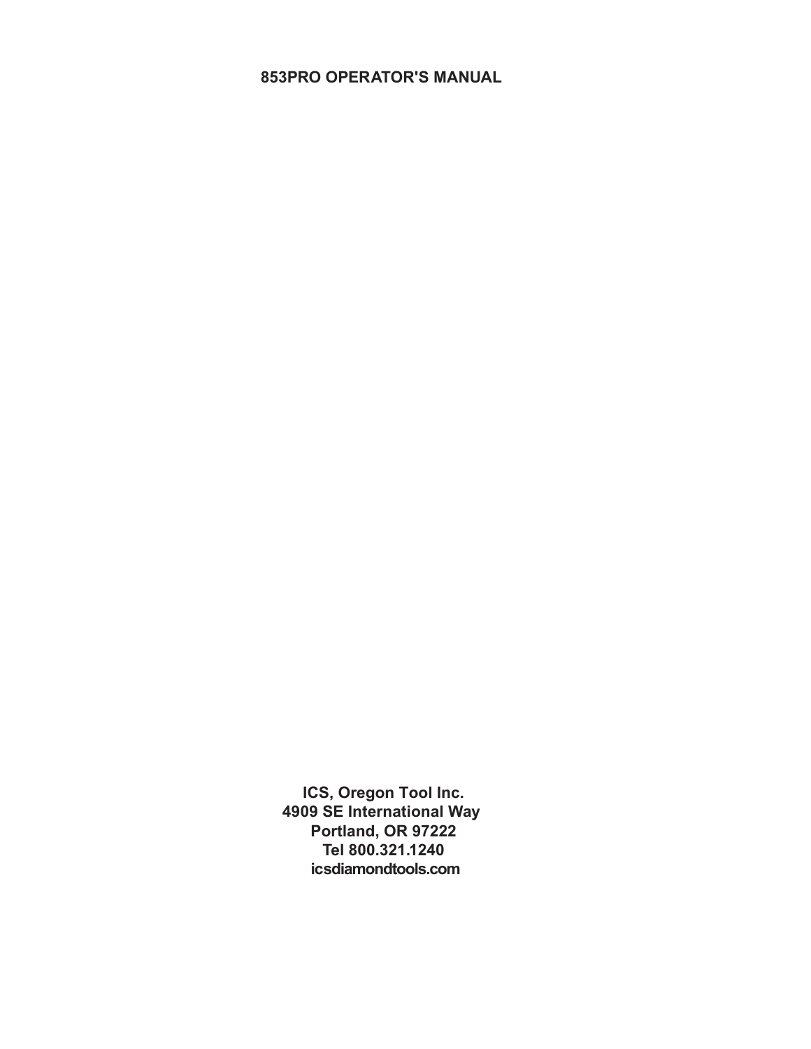**853PRO OPERATOR'S MANUAL**

**ICS, Oregon Tool Inc.**
**4909 SE International Way**
**Portland, OR 97222**
**Tel 800.321.1240**
**icsdiamondtools.com**